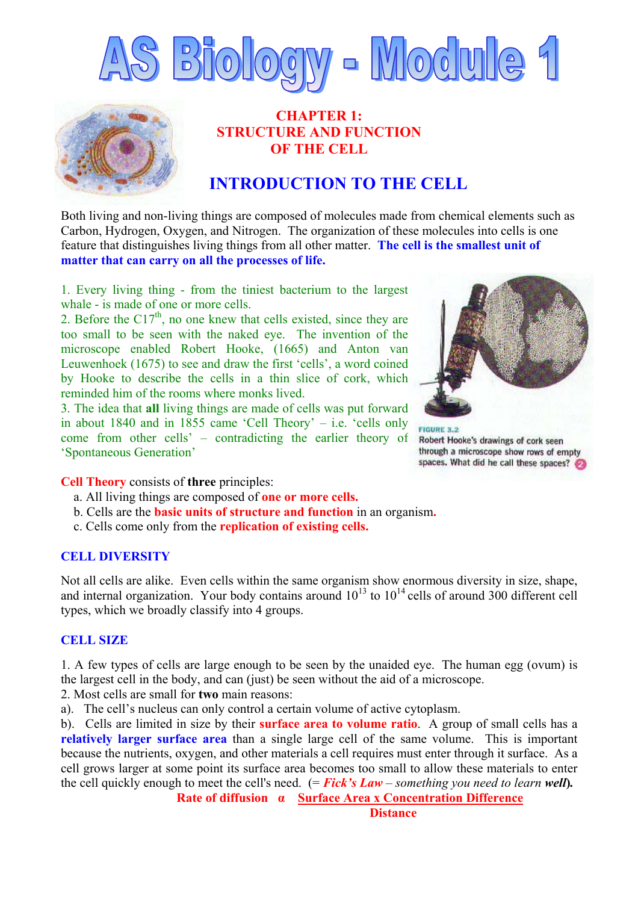# AS Biology - Module 1

## CHAPTER 1: STRUCTURE AND FUNCTION OF THE CELL

## INTRODUCTION TO THE CELL

Both living and non-living things are composed of molecules made from chemical elements such as Carbon, Hydrogen, Oxygen, and Nitrogen. The organization of these molecules into cells is one feature that distinguishes living things from all other matter. **The cell is the smallest unit of matter that can carry on all the processes of life.**

1. Every living thing - from the tiniest bacterium to the largest whale - is made of one or more cells.
2. Before the C17th, no one knew that cells existed, since they are too small to be seen with the naked eye. The invention of the microscope enabled Robert Hooke, (1665) and Anton van Leuwenhoek (1675) to see and draw the first 'cells', a word coined by Hooke to describe the cells in a thin slice of cork, which reminded him of the rooms where monks lived.
3. The idea that **all** living things are made of cells was put forward in about 1840 and in 1855 came 'Cell Theory' – i.e. 'cells only come from other cells' – contradicting the earlier theory of 'Spontaneous Generation'

FIGURE 3.2
Robert Hooke's drawings of cork seen through a microscope show rows of empty spaces. What did he call these spaces? 2

**Cell Theory** consists of **three** principles:

a. All living things are composed of **one or more cells.**
b. Cells are the **basic units of structure and function** in an organism.
c. Cells come only from the **replication of existing cells.**

### CELL DIVERSITY

Not all cells are alike. Even cells within the same organism show enormous diversity in size, shape, and internal organization. Your body contains around $10^{13}$ to $10^{14}$ cells of around 300 different cell types, which we broadly classify into 4 groups.

### CELL SIZE

1. A few types of cells are large enough to be seen by the unaided eye. The human egg (ovum) is the largest cell in the body, and can (just) be seen without the aid of a microscope.
2. Most cells are small for **two** main reasons:

a). The cell's nucleus can only control a certain volume of active cytoplasm.

b). Cells are limited in size by their **surface area to volume ratio**. A group of small cells has a **relatively larger surface area** than a single large cell of the same volume. This is important because the nutrients, oxygen, and other materials a cell requires must enter through it surface. As a cell grows larger at some point its surface area becomes too small to allow these materials to enter the cell quickly enough to meet the cell's need. (= ***Fick's Law*** – *something you need to learn* ***well***).

$$\text{Rate of diffusion} \;\alpha\; \frac{\text{Surface Area} \times \text{Concentration Difference}}{\text{Distance}}$$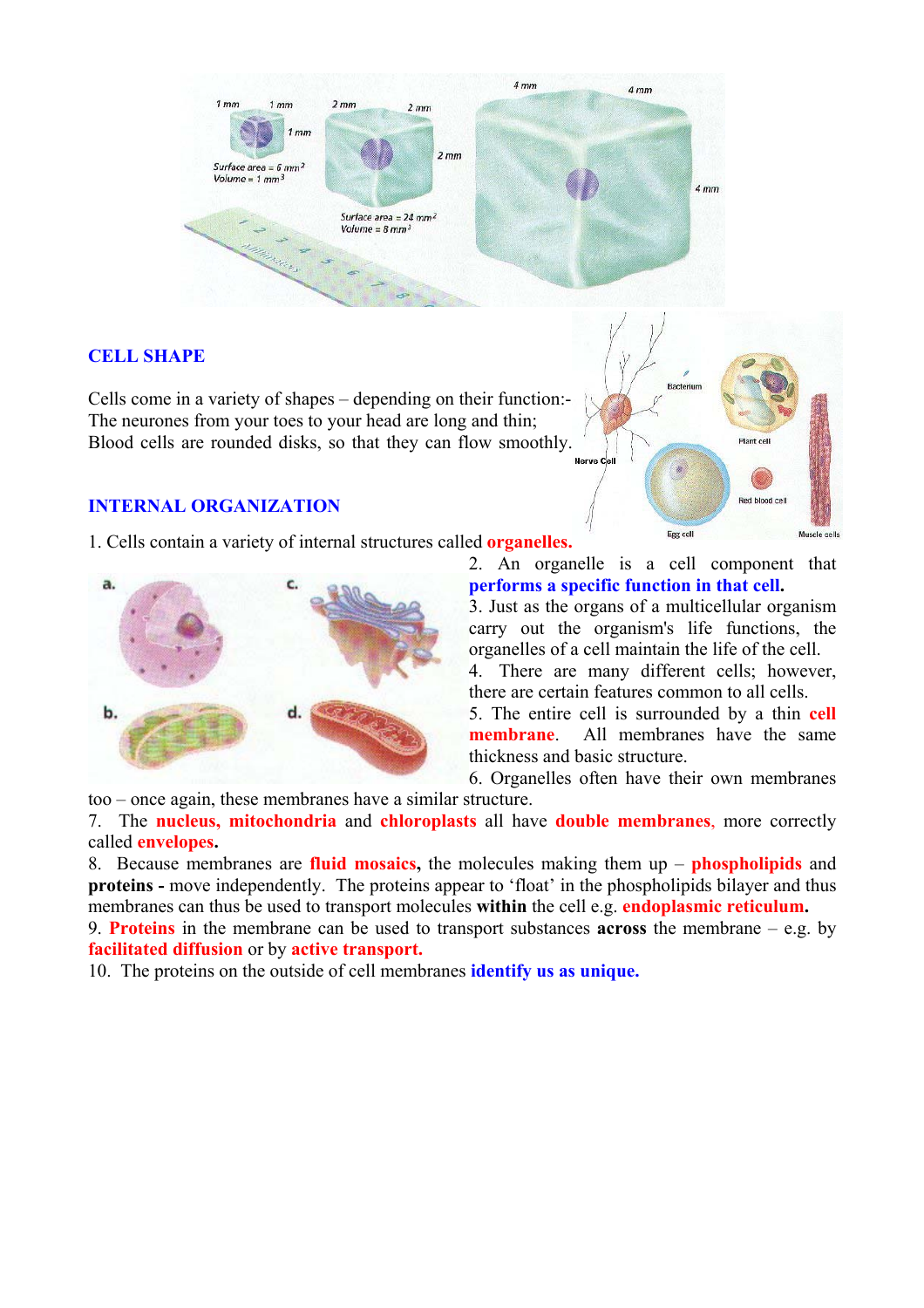## CELL SHAPE

Cells come in a variety of shapes – depending on their function:-
The neurones from your toes to your head are long and thin;
Blood cells are rounded disks, so that they can flow smoothly.

## INTERNAL ORGANIZATION

1. Cells contain a variety of internal structures called **organelles.**
2. An organelle is a cell component that **performs a specific function in that cell.**
3. Just as the organs of a multicellular organism carry out the organism's life functions, the organelles of a cell maintain the life of the cell.
4. There are many different cells; however, there are certain features common to all cells.
5. The entire cell is surrounded by a thin **cell membrane**. All membranes have the same thickness and basic structure.
6. Organelles often have their own membranes too – once again, these membranes have a similar structure.
7. The **nucleus, mitochondria** and **chloroplasts** all have **double membranes**, more correctly called **envelopes.**
8. Because membranes are **fluid mosaics,** the molecules making them up – **phospholipids** and **proteins -** move independently. The proteins appear to 'float' in the phospholipids bilayer and thus membranes can thus be used to transport molecules **within** the cell e.g. **endoplasmic reticulum.**
9. **Proteins** in the membrane can be used to transport substances **across** the membrane – e.g. by **facilitated diffusion** or by **active transport.**
10. The proteins on the outside of cell membranes **identify us as unique.**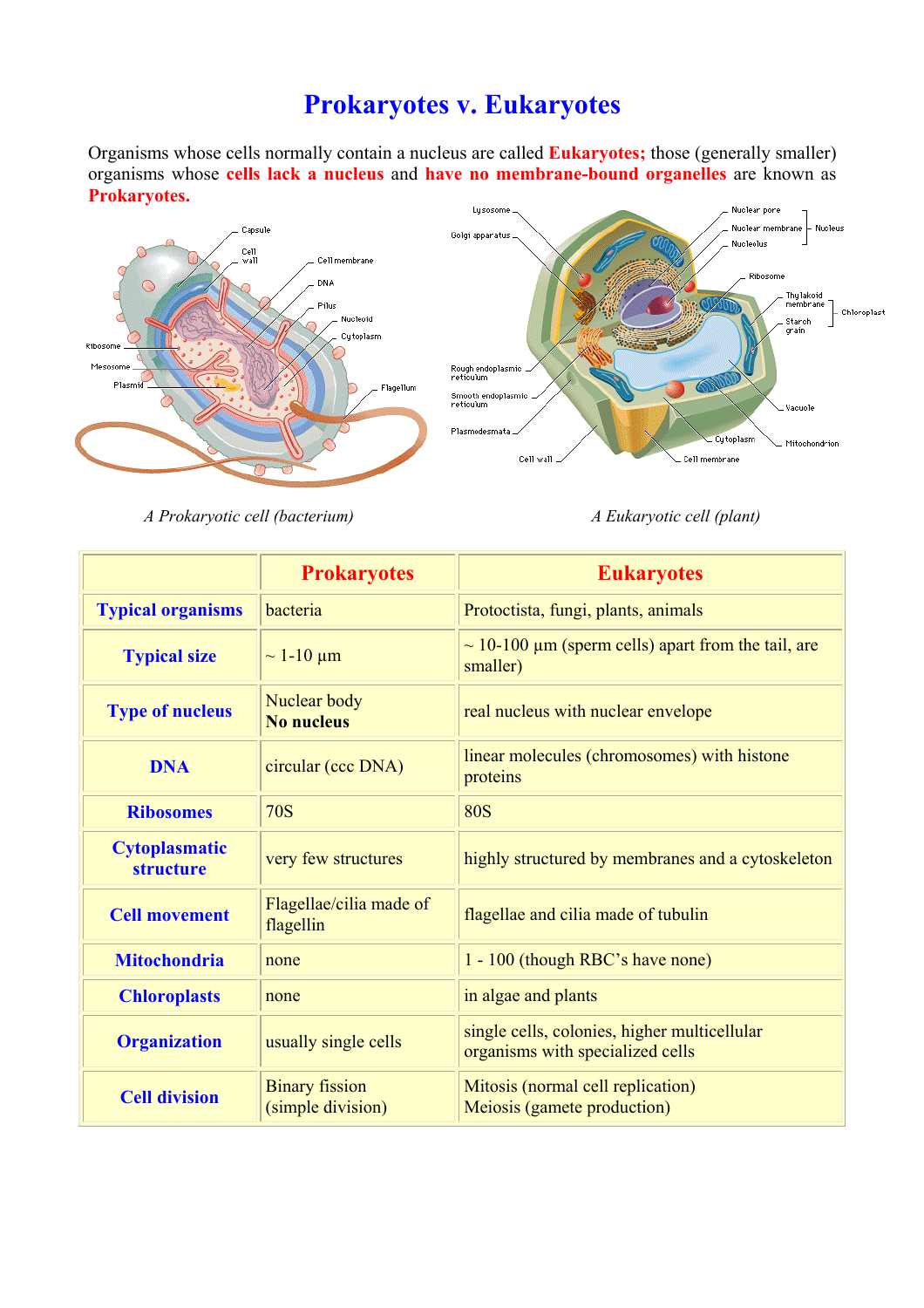# Prokaryotes v. Eukaryotes

Organisms whose cells normally contain a nucleus are called **Eukaryotes;** those (generally smaller) organisms whose **cells lack a nucleus** and **have no membrane-bound organelles** are known as **Prokaryotes.**

*A Prokaryotic cell (bacterium)*

*A Eukaryotic cell (plant)*

| | **Prokaryotes** | **Eukaryotes** |
|---|---|---|
| **Typical organisms** | bacteria | Protoctista, fungi, plants, animals |
| **Typical size** | ~ 1-10 µm | ~ 10-100 µm (sperm cells) apart from the tail, are smaller) |
| **Type of nucleus** | Nuclear body **No nucleus** | real nucleus with nuclear envelope |
| **DNA** | circular (ccc DNA) | linear molecules (chromosomes) with histone proteins |
| **Ribosomes** | 70S | 80S |
| **Cytoplasmatic structure** | very few structures | highly structured by membranes and a cytoskeleton |
| **Cell movement** | Flagellae/cilia made of flagellin | flagellae and cilia made of tubulin |
| **Mitochondria** | none | 1 - 100 (though RBC's have none) |
| **Chloroplasts** | none | in algae and plants |
| **Organization** | usually single cells | single cells, colonies, higher multicellular organisms with specialized cells |
| **Cell division** | Binary fission (simple division) | Mitosis (normal cell replication) Meiosis (gamete production) |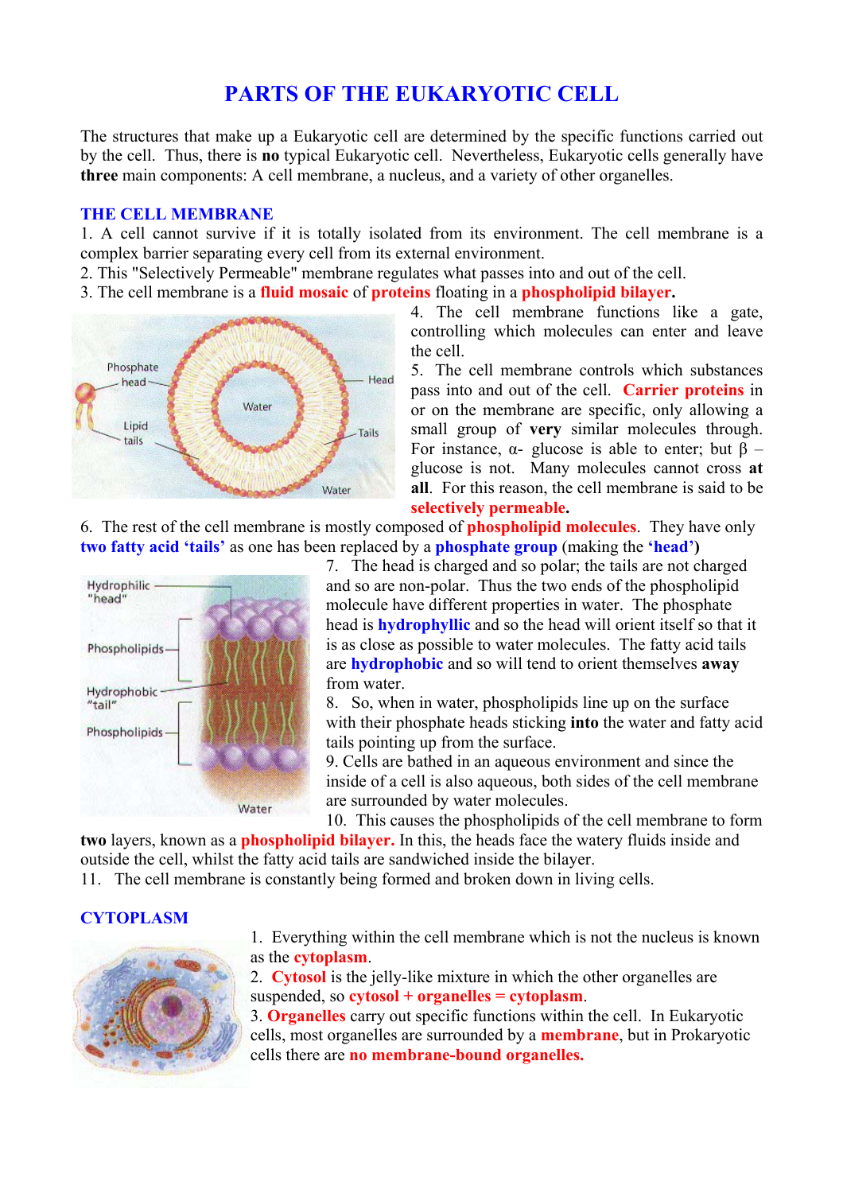# PARTS OF THE EUKARYOTIC CELL

The structures that make up a Eukaryotic cell are determined by the specific functions carried out by the cell. Thus, there is **no** typical Eukaryotic cell. Nevertheless, Eukaryotic cells generally have **three** main components: A cell membrane, a nucleus, and a variety of other organelles.

## THE CELL MEMBRANE

1. A cell cannot survive if it is totally isolated from its environment. The cell membrane is a complex barrier separating every cell from its external environment.
2. This "Selectively Permeable" membrane regulates what passes into and out of the cell.
3. The cell membrane is a **fluid mosaic** of **proteins** floating in a **phospholipid bilayer.**
4. The cell membrane functions like a gate, controlling which molecules can enter and leave the cell.
5. The cell membrane controls which substances pass into and out of the cell. **Carrier proteins** in or on the membrane are specific, only allowing a small group of **very** similar molecules through. For instance, α- glucose is able to enter; but β – glucose is not. Many molecules cannot cross **at all**. For this reason, the cell membrane is said to be **selectively permeable.**
6. The rest of the cell membrane is mostly composed of **phospholipid molecules**. They have only **two fatty acid 'tails'** as one has been replaced by a **phosphate group** (making the **'head')**
7. The head is charged and so polar; the tails are not charged and so are non-polar. Thus the two ends of the phospholipid molecule have different properties in water. The phosphate head is **hydrophyllic** and so the head will orient itself so that it is as close as possible to water molecules. The fatty acid tails are **hydrophobic** and so will tend to orient themselves **away** from water.
8. So, when in water, phospholipids line up on the surface with their phosphate heads sticking **into** the water and fatty acid tails pointing up from the surface.
9. Cells are bathed in an aqueous environment and since the inside of a cell is also aqueous, both sides of the cell membrane are surrounded by water molecules.
10. This causes the phospholipids of the cell membrane to form **two** layers, known as a **phospholipid bilayer.** In this, the heads face the watery fluids inside and outside the cell, whilst the fatty acid tails are sandwiched inside the bilayer.
11. The cell membrane is constantly being formed and broken down in living cells.

## CYTOPLASM

1. Everything within the cell membrane which is not the nucleus is known as the **cytoplasm**.
2. **Cytosol** is the jelly-like mixture in which the other organelles are suspended, so **cytosol + organelles = cytoplasm**.
3. **Organelles** carry out specific functions within the cell. In Eukaryotic cells, most organelles are surrounded by a **membrane**, but in Prokaryotic cells there are **no membrane-bound organelles.**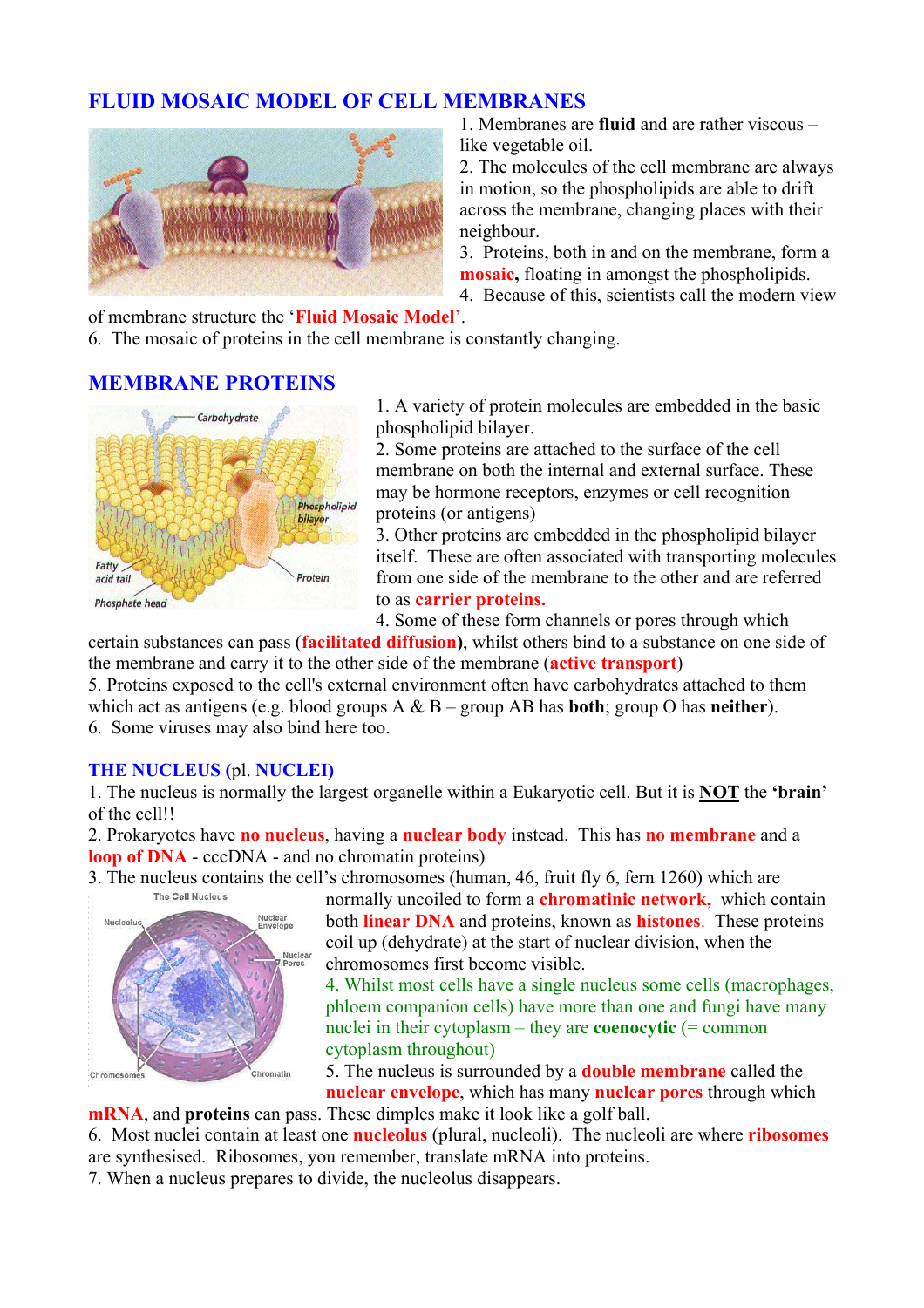## FLUID MOSAIC MODEL OF CELL MEMBRANES

1. Membranes are **fluid** and are rather viscous – like vegetable oil.
2. The molecules of the cell membrane are always in motion, so the phospholipids are able to drift across the membrane, changing places with their neighbour.
3. Proteins, both in and on the membrane, form a **mosaic,** floating in amongst the phospholipids.
4. Because of this, scientists call the modern view of membrane structure the '**Fluid Mosaic Model**'.
6. The mosaic of proteins in the cell membrane is constantly changing.

## MEMBRANE PROTEINS

1. A variety of protein molecules are embedded in the basic phospholipid bilayer.
2. Some proteins are attached to the surface of the cell membrane on both the internal and external surface. These may be hormone receptors, enzymes or cell recognition proteins (or antigens)
3. Other proteins are embedded in the phospholipid bilayer itself. These are often associated with transporting molecules from one side of the membrane to the other and are referred to as **carrier proteins.**
4. Some of these form channels or pores through which certain substances can pass (**facilitated diffusion**), whilst others bind to a substance on one side of the membrane and carry it to the other side of the membrane (**active transport**)
5. Proteins exposed to the cell's external environment often have carbohydrates attached to them which act as antigens (e.g. blood groups A & B – group AB has **both**; group O has **neither**).
6. Some viruses may also bind here too.

## THE NUCLEUS (pl. NUCLEI)

1. The nucleus is normally the largest organelle within a Eukaryotic cell. But it is **NOT** the **'brain'** of the cell!!
2. Prokaryotes have **no nucleus**, having a **nuclear body** instead. This has **no membrane** and a **loop of DNA** - cccDNA - and no chromatin proteins)
3. The nucleus contains the cell's chromosomes (human, 46, fruit fly 6, fern 1260) which are normally uncoiled to form a **chromatinic network,** which contain both **linear DNA** and proteins, known as **histones**. These proteins coil up (dehydrate) at the start of nuclear division, when the chromosomes first become visible.
4. Whilst most cells have a single nucleus some cells (macrophages, phloem companion cells) have more than one and fungi have many nuclei in their cytoplasm – they are **coenocytic** (= common cytoplasm throughout)
5. The nucleus is surrounded by a **double membrane** called the **nuclear envelope**, which has many **nuclear pores** through which **mRNA**, and **proteins** can pass. These dimples make it look like a golf ball.
6. Most nuclei contain at least one **nucleolus** (plural, nucleoli). The nucleoli are where **ribosomes** are synthesised. Ribosomes, you remember, translate mRNA into proteins.
7. When a nucleus prepares to divide, the nucleolus disappears.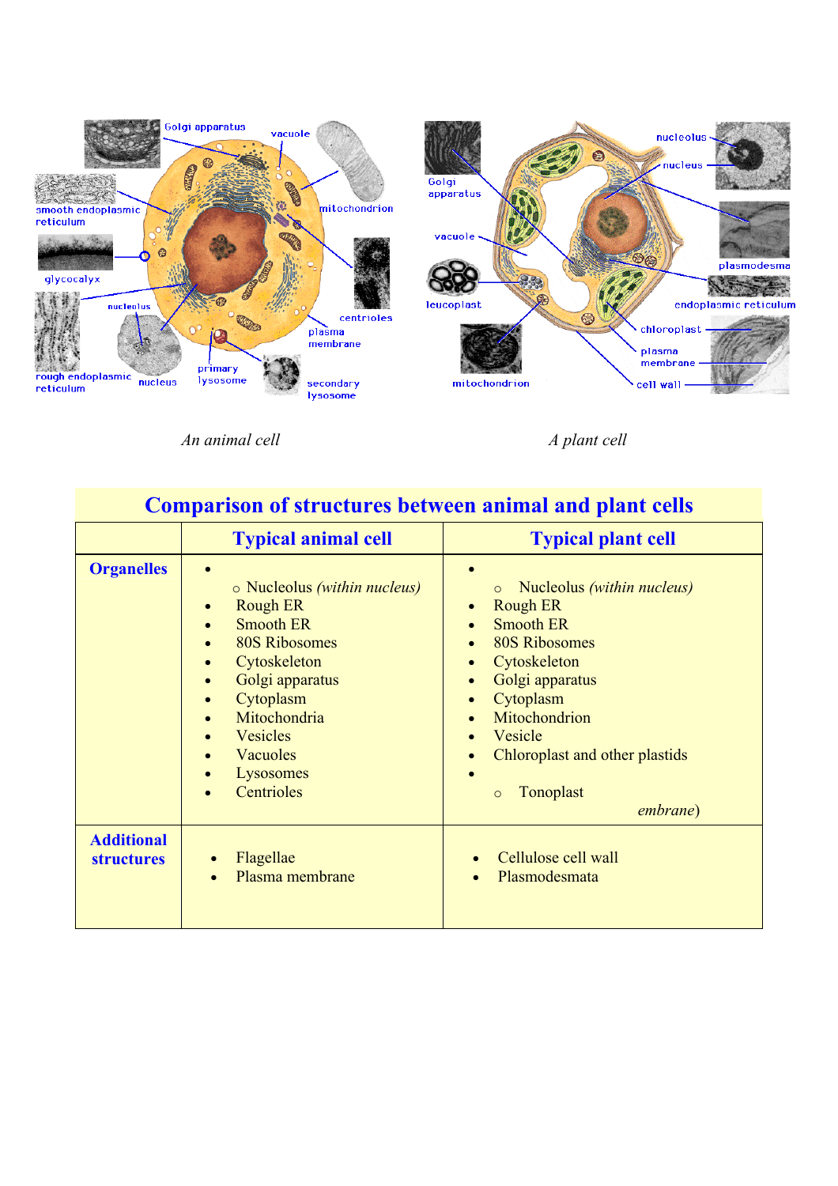*An animal cell*

*A plant cell*

| Comparison of structures between animal and plant cells | | |
|---|---|---|
| | **Typical animal cell** | **Typical plant cell** |
| **Organelles** | • <br> ○ Nucleolus *(within nucleus)* <br> • Rough ER <br> • Smooth ER <br> • 80S Ribosomes <br> • Cytoskeleton <br> • Golgi apparatus <br> • Cytoplasm <br> • Mitochondria <br> • Vesicles <br> • Vacuoles <br> • Lysosomes <br> • Centrioles | • <br> ○ Nucleolus *(within nucleus)* <br> • Rough ER <br> • Smooth ER <br> • 80S Ribosomes <br> • Cytoskeleton <br> • Golgi apparatus <br> • Cytoplasm <br> • Mitochondrion <br> • Vesicle <br> • Chloroplast and other plastids <br> • <br> ○ Tonoplast <br> *embrane*) |
| **Additional structures** | • Flagellae <br> • Plasma membrane | • Cellulose cell wall <br> • Plasmodesmata |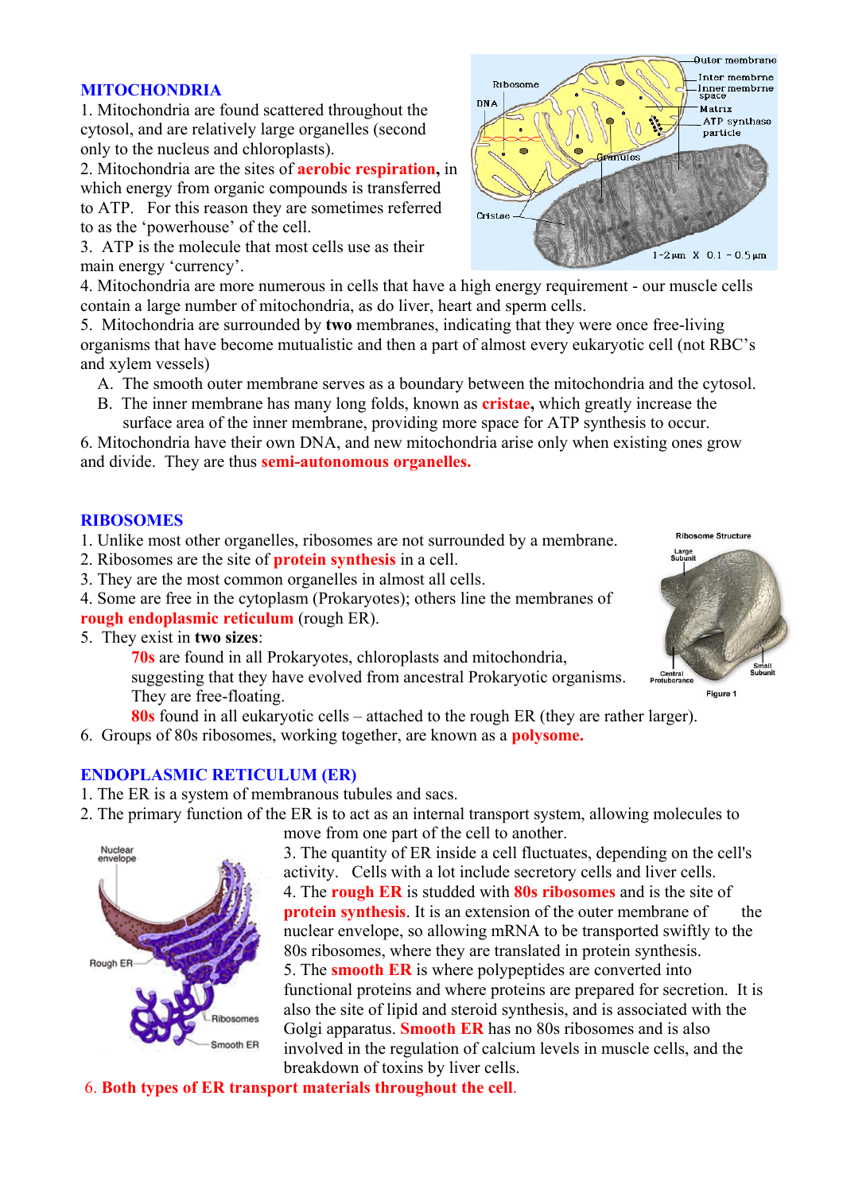## MITOCHONDRIA

1. Mitochondria are found scattered throughout the cytosol, and are relatively large organelles (second only to the nucleus and chloroplasts).
2. Mitochondria are the sites of **aerobic respiration,** in which energy from organic compounds is transferred to ATP. For this reason they are sometimes referred to as the 'powerhouse' of the cell.
3. ATP is the molecule that most cells use as their main energy 'currency'.
4. Mitochondria are more numerous in cells that have a high energy requirement - our muscle cells contain a large number of mitochondria, as do liver, heart and sperm cells.
5. Mitochondria are surrounded by **two** membranes, indicating that they were once free-living organisms that have become mutualistic and then a part of almost every eukaryotic cell (not RBC's and xylem vessels)
   - A. The smooth outer membrane serves as a boundary between the mitochondria and the cytosol.
   - B. The inner membrane has many long folds, known as **cristae,** which greatly increase the surface area of the inner membrane, providing more space for ATP synthesis to occur.
6. Mitochondria have their own DNA, and new mitochondria arise only when existing ones grow and divide. They are thus **semi-autonomous organelles.**

## RIBOSOMES

1. Unlike most other organelles, ribosomes are not surrounded by a membrane.
2. Ribosomes are the site of **protein synthesis** in a cell.
3. They are the most common organelles in almost all cells.
4. Some are free in the cytoplasm (Prokaryotes); others line the membranes of **rough endoplasmic reticulum** (rough ER).
5. They exist in **two sizes**:

   **70s** are found in all Prokaryotes, chloroplasts and mitochondria, suggesting that they have evolved from ancestral Prokaryotic organisms. They are free-floating.

   **80s** found in all eukaryotic cells – attached to the rough ER (they are rather larger).
6. Groups of 80s ribosomes, working together, are known as a **polysome.**

## ENDOPLASMIC RETICULUM (ER)

1. The ER is a system of membranous tubules and sacs.
2. The primary function of the ER is to act as an internal transport system, allowing molecules to move from one part of the cell to another.
3. The quantity of ER inside a cell fluctuates, depending on the cell's activity. Cells with a lot include secretory cells and liver cells.
4. The **rough ER** is studded with **80s ribosomes** and is the site of **protein synthesis**. It is an extension of the outer membrane of the nuclear envelope, so allowing mRNA to be transported swiftly to the 80s ribosomes, where they are translated in protein synthesis.
5. The **smooth ER** is where polypeptides are converted into functional proteins and where proteins are prepared for secretion. It is also the site of lipid and steroid synthesis, and is associated with the Golgi apparatus. **Smooth ER** has no 80s ribosomes and is also involved in the regulation of calcium levels in muscle cells, and the breakdown of toxins by liver cells.
6. **Both types of ER transport materials throughout the cell**.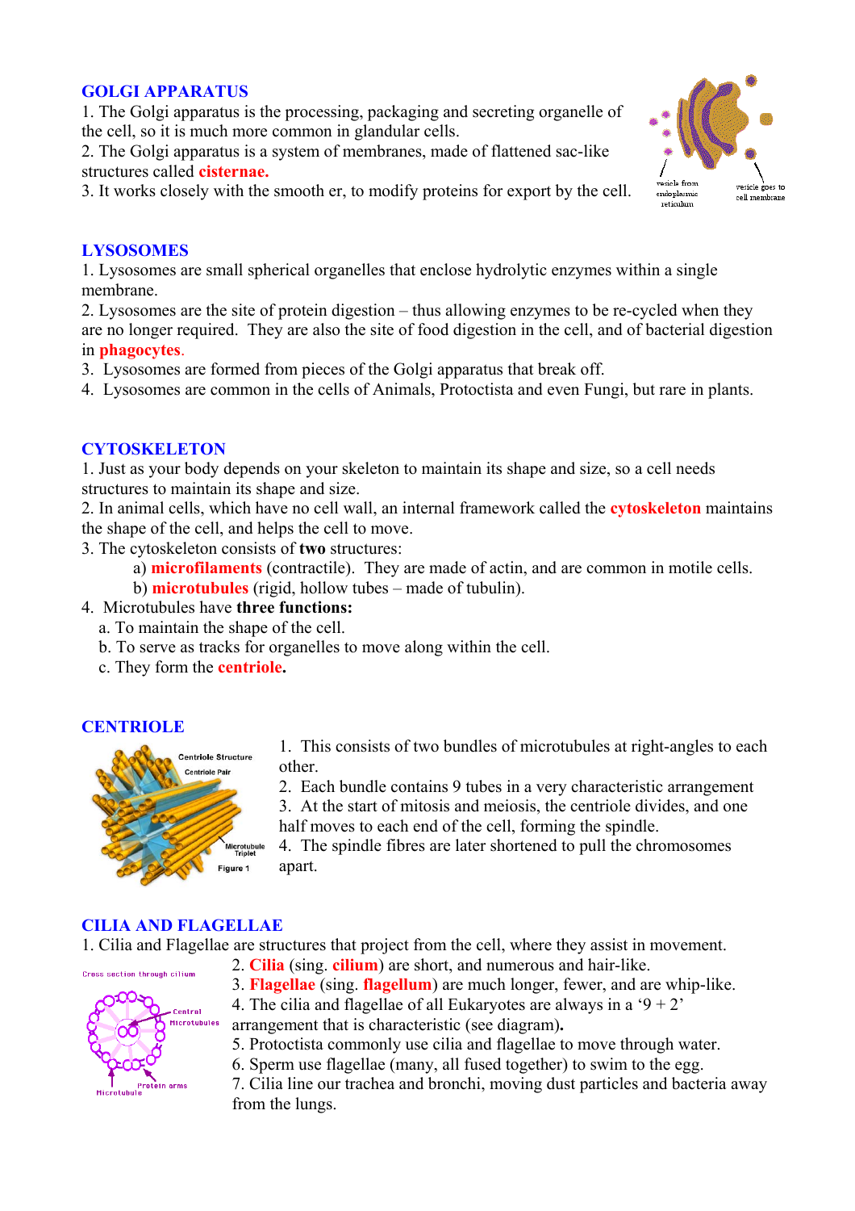## GOLGI APPARATUS

1. The Golgi apparatus is the processing, packaging and secreting organelle of the cell, so it is much more common in glandular cells.
2. The Golgi apparatus is a system of membranes, made of flattened sac-like structures called **cisternae.**
3. It works closely with the smooth er, to modify proteins for export by the cell.

## LYSOSOMES

1. Lysosomes are small spherical organelles that enclose hydrolytic enzymes within a single membrane.
2. Lysosomes are the site of protein digestion – thus allowing enzymes to be re-cycled when they are no longer required. They are also the site of food digestion in the cell, and of bacterial digestion in **phagocytes**.
3. Lysosomes are formed from pieces of the Golgi apparatus that break off.
4. Lysosomes are common in the cells of Animals, Protoctista and even Fungi, but rare in plants.

## CYTOSKELETON

1. Just as your body depends on your skeleton to maintain its shape and size, so a cell needs structures to maintain its shape and size.
2. In animal cells, which have no cell wall, an internal framework called the **cytoskeleton** maintains the shape of the cell, and helps the cell to move.
3. The cytoskeleton consists of **two** structures:
   a) **microfilaments** (contractile). They are made of actin, and are common in motile cells.
   b) **microtubules** (rigid, hollow tubes – made of tubulin).
4. Microtubules have **three functions:**
   a. To maintain the shape of the cell.
   b. To serve as tracks for organelles to move along within the cell.
   c. They form the **centriole.**

## CENTRIOLE

1. This consists of two bundles of microtubules at right-angles to each other.
2. Each bundle contains 9 tubes in a very characteristic arrangement
3. At the start of mitosis and meiosis, the centriole divides, and one half moves to each end of the cell, forming the spindle.
4. The spindle fibres are later shortened to pull the chromosomes apart.

## CILIA AND FLAGELLAE

1. Cilia and Flagellae are structures that project from the cell, where they assist in movement.
2. **Cilia** (sing. **cilium**) are short, and numerous and hair-like.
3. **Flagellae** (sing. **flagellum**) are much longer, fewer, and are whip-like.
4. The cilia and flagellae of all Eukaryotes are always in a '9 + 2' arrangement that is characteristic (see diagram)**.**
5. Protoctista commonly use cilia and flagellae to move through water.
6. Sperm use flagellae (many, all fused together) to swim to the egg.
7. Cilia line our trachea and bronchi, moving dust particles and bacteria away from the lungs.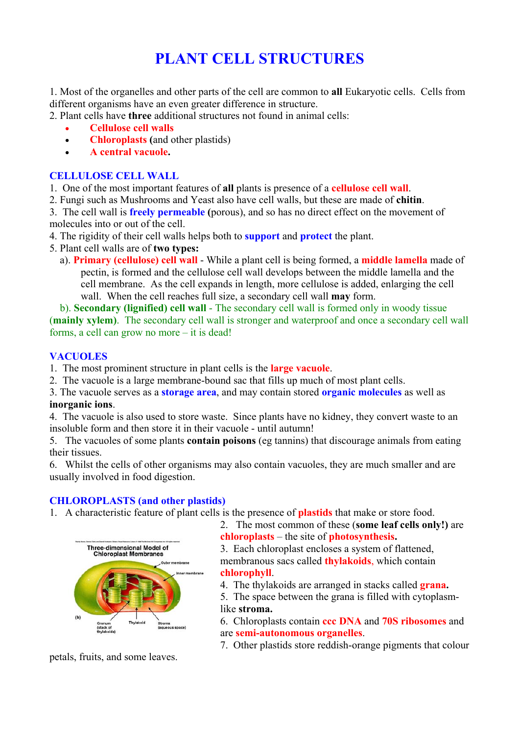# PLANT CELL STRUCTURES

1. Most of the organelles and other parts of the cell are common to **all** Eukaryotic cells. Cells from different organisms have an even greater difference in structure.
2. Plant cells have **three** additional structures not found in animal cells:
   - **Cellulose cell walls**
   - **Chloroplasts** (and other plastids)
   - **A central vacuole.**

## CELLULOSE CELL WALL

1. One of the most important features of **all** plants is presence of a **cellulose cell wall**.
2. Fungi such as Mushrooms and Yeast also have cell walls, but these are made of **chitin**.
3. The cell wall is **freely permeable** (porous), and so has no direct effect on the movement of molecules into or out of the cell.
4. The rigidity of their cell walls helps both to **support** and **protect** the plant.
5. Plant cell walls are of **two types:**
   a). **Primary (cellulose) cell wall** - While a plant cell is being formed, a **middle lamella** made of pectin, is formed and the cellulose cell wall develops between the middle lamella and the cell membrane. As the cell expands in length, more cellulose is added, enlarging the cell wall. When the cell reaches full size, a secondary cell wall **may** form.
   b). **Secondary (lignified) cell wall** - The secondary cell wall is formed only in woody tissue (**mainly xylem**). The secondary cell wall is stronger and waterproof and once a secondary cell wall forms, a cell can grow no more – it is dead!

## VACUOLES

1. The most prominent structure in plant cells is the **large vacuole**.
2. The vacuole is a large membrane-bound sac that fills up much of most plant cells.
3. The vacuole serves as a **storage area**, and may contain stored **organic molecules** as well as **inorganic ions**.
4. The vacuole is also used to store waste. Since plants have no kidney, they convert waste to an insoluble form and then store it in their vacuole - until autumn!
5. The vacuoles of some plants **contain poisons** (eg tannins) that discourage animals from eating their tissues.
6. Whilst the cells of other organisms may also contain vacuoles, they are much smaller and are usually involved in food digestion.

## CHLOROPLASTS (and other plastids)

1. A characteristic feature of plant cells is the presence of **plastids** that make or store food.
2. The most common of these (**some leaf cells only!**) are **chloroplasts** – the site of **photosynthesis.**
3. Each chloroplast encloses a system of flattened, membranous sacs called **thylakoids**, which contain **chlorophyll**.
4. The thylakoids are arranged in stacks called **grana.**
5. The space between the grana is filled with cytoplasm-like **stroma.**
6. Chloroplasts contain **ccc DNA** and **70S ribosomes** and are **semi-autonomous organelles**.
7. Other plastids store reddish-orange pigments that colour petals, fruits, and some leaves.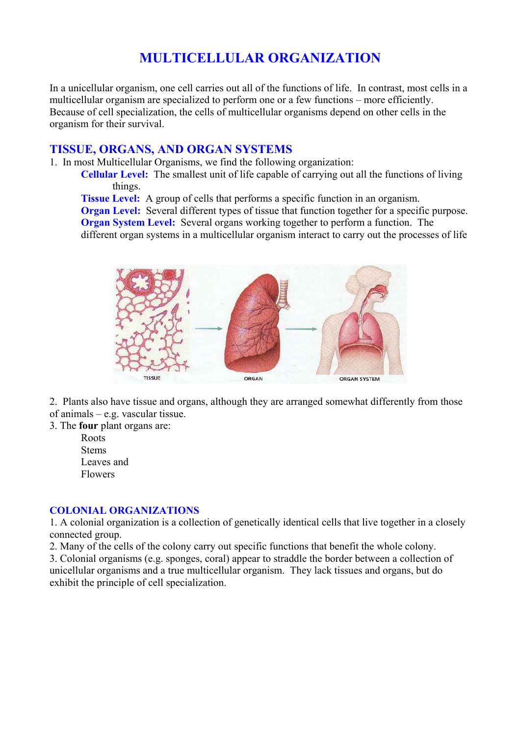# MULTICELLULAR ORGANIZATION

In a unicellular organism, one cell carries out all of the functions of life. In contrast, most cells in a multicellular organism are specialized to perform one or a few functions – more efficiently. Because of cell specialization, the cells of multicellular organisms depend on other cells in the organism for their survival.

## TISSUE, ORGANS, AND ORGAN SYSTEMS

1. In most Multicellular Organisms, we find the following organization:

   **Cellular Level:** The smallest unit of life capable of carrying out all the functions of living things.

   **Tissue Level:** A group of cells that performs a specific function in an organism.

   **Organ Level:** Several different types of tissue that function together for a specific purpose.

   **Organ System Level:** Several organs working together to perform a function. The different organ systems in a multicellular organism interact to carry out the processes of life

TISSUE → ORGAN → ORGAN SYSTEM

2. Plants also have tissue and organs, although they are arranged somewhat differently from those of animals – e.g. vascular tissue.
3. The **four** plant organs are:

   Roots
   Stems
   Leaves and
   Flowers

## COLONIAL ORGANIZATIONS

1. A colonial organization is a collection of genetically identical cells that live together in a closely connected group.
2. Many of the cells of the colony carry out specific functions that benefit the whole colony.
3. Colonial organisms (e.g. sponges, coral) appear to straddle the border between a collection of unicellular organisms and a true multicellular organism. They lack tissues and organs, but do exhibit the principle of cell specialization.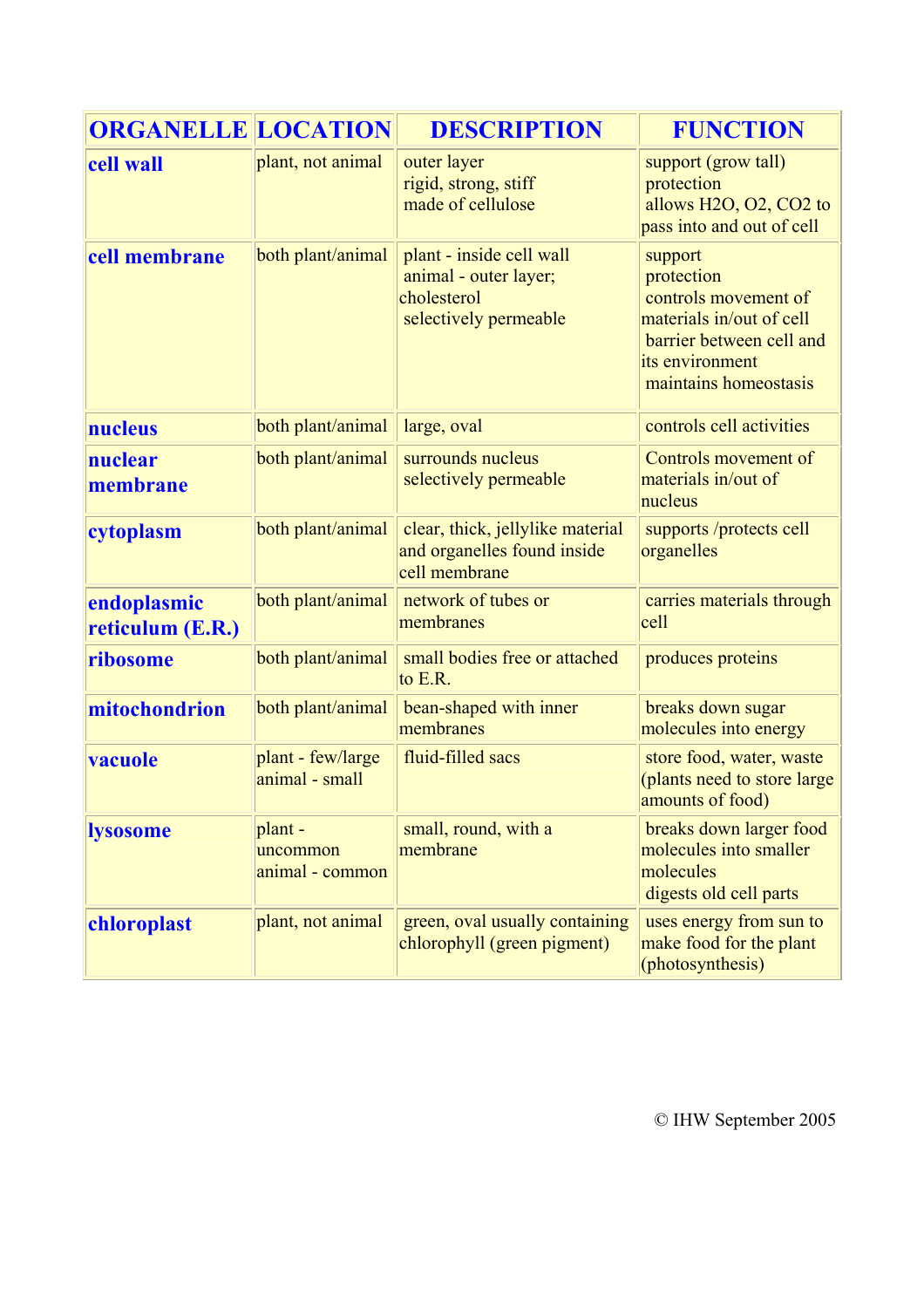| ORGANELLE | LOCATION | DESCRIPTION | FUNCTION |
|---|---|---|---|
| **cell wall** | plant, not animal | outer layer<br>rigid, strong, stiff<br>made of cellulose | support (grow tall)<br>protection<br>allows $H_2O$, $O_2$, $CO_2$ to pass into and out of cell |
| **cell membrane** | both plant/animal | plant - inside cell wall<br>animal - outer layer; cholesterol<br>selectively permeable | support<br>protection<br>controls movement of materials in/out of cell<br>barrier between cell and its environment<br>maintains homeostasis |
| **nucleus** | both plant/animal | large, oval | controls cell activities |
| **nuclear membrane** | both plant/animal | surrounds nucleus<br>selectively permeable | Controls movement of materials in/out of nucleus |
| **cytoplasm** | both plant/animal | clear, thick, jellylike material and organelles found inside cell membrane | supports /protects cell organelles |
| **endoplasmic reticulum (E.R.)** | both plant/animal | network of tubes or membranes | carries materials through cell |
| **ribosome** | both plant/animal | small bodies free or attached to E.R. | produces proteins |
| **mitochondrion** | both plant/animal | bean-shaped with inner membranes | breaks down sugar molecules into energy |
| **vacuole** | plant - few/large<br>animal - small | fluid-filled sacs | store food, water, waste (plants need to store large amounts of food) |
| **lysosome** | plant - uncommon<br>animal - common | small, round, with a membrane | breaks down larger food molecules into smaller molecules<br>digests old cell parts |
| **chloroplast** | plant, not animal | green, oval usually containing chlorophyll (green pigment) | uses energy from sun to make food for the plant (photosynthesis) |

© IHW September 2005